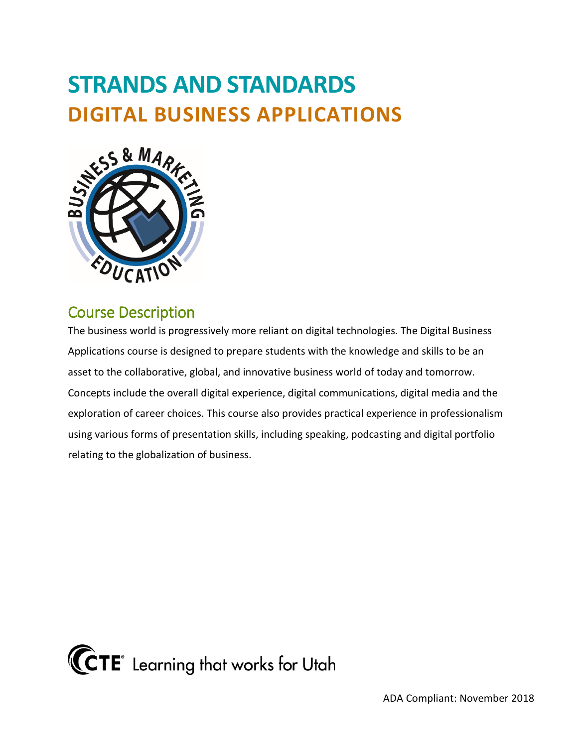# STRANDS AND STANDARDS
## DIGITAL BUSINESS APPLICATIONS

### Course Description

The business world is progressively more reliant on digital technologies. The Digital Business Applications course is designed to prepare students with the knowledge and skills to be an asset to the collaborative, global, and innovative business world of today and tomorrow. Concepts include the overall digital experience, digital communications, digital media and the exploration of career choices. This course also provides practical experience in professionalism using various forms of presentation skills, including speaking, podcasting and digital portfolio relating to the globalization of business.

CTE® Learning that works for Utah

ADA Compliant: November 2018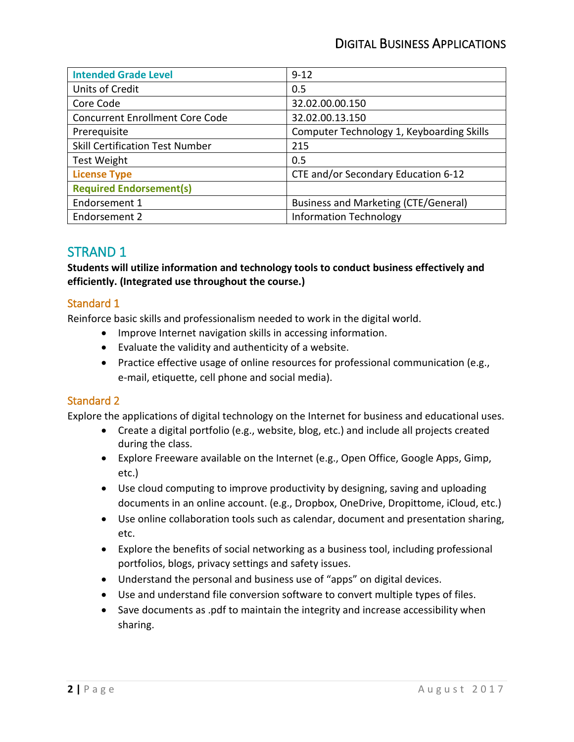| Intended Grade Level | 9-12 |
|---|---|
| Units of Credit | 0.5 |
| Core Code | 32.02.00.00.150 |
| Concurrent Enrollment Core Code | 32.02.00.13.150 |
| Prerequisite | Computer Technology 1, Keyboarding Skills |
| Skill Certification Test Number | 215 |
| Test Weight | 0.5 |
| License Type | CTE and/or Secondary Education 6-12 |
| Required Endorsement(s) | |
| Endorsement 1 | Business and Marketing (CTE/General) |
| Endorsement 2 | Information Technology |

## STRAND 1

**Students will utilize information and technology tools to conduct business effectively and efficiently. (Integrated use throughout the course.)**

### Standard 1

Reinforce basic skills and professionalism needed to work in the digital world.

- Improve Internet navigation skills in accessing information.
- Evaluate the validity and authenticity of a website.
- Practice effective usage of online resources for professional communication (e.g., e-mail, etiquette, cell phone and social media).

### Standard 2

Explore the applications of digital technology on the Internet for business and educational uses.

- Create a digital portfolio (e.g., website, blog, etc.) and include all projects created during the class.
- Explore Freeware available on the Internet (e.g., Open Office, Google Apps, Gimp, etc.)
- Use cloud computing to improve productivity by designing, saving and uploading documents in an online account. (e.g., Dropbox, OneDrive, Dropittome, iCloud, etc.)
- Use online collaboration tools such as calendar, document and presentation sharing, etc.
- Explore the benefits of social networking as a business tool, including professional portfolios, blogs, privacy settings and safety issues.
- Understand the personal and business use of "apps" on digital devices.
- Use and understand file conversion software to convert multiple types of files.
- Save documents as .pdf to maintain the integrity and increase accessibility when sharing.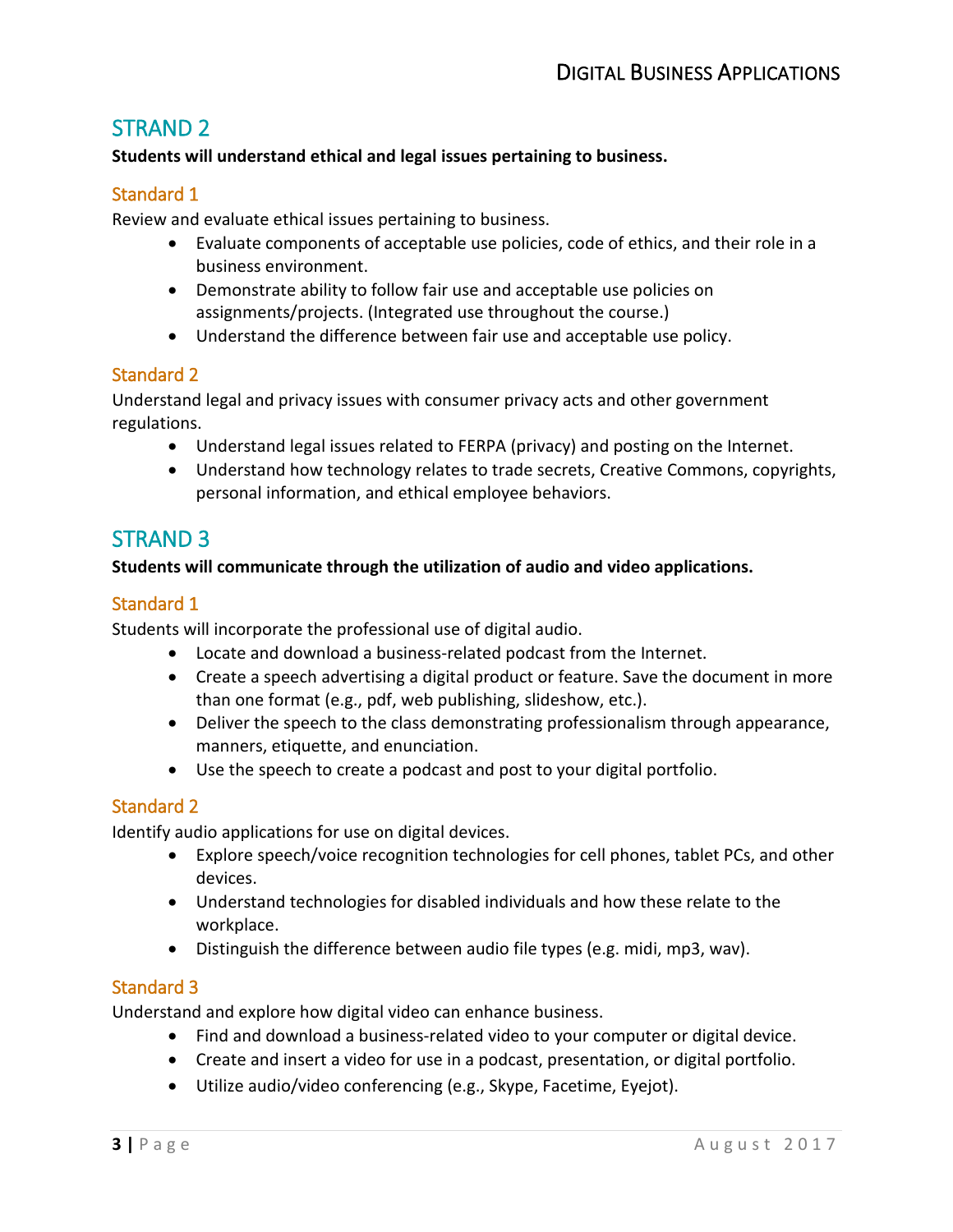## STRAND 2

**Students will understand ethical and legal issues pertaining to business.**

### Standard 1

Review and evaluate ethical issues pertaining to business.

- Evaluate components of acceptable use policies, code of ethics, and their role in a business environment.
- Demonstrate ability to follow fair use and acceptable use policies on assignments/projects. (Integrated use throughout the course.)
- Understand the difference between fair use and acceptable use policy.

### Standard 2

Understand legal and privacy issues with consumer privacy acts and other government regulations.

- Understand legal issues related to FERPA (privacy) and posting on the Internet.
- Understand how technology relates to trade secrets, Creative Commons, copyrights, personal information, and ethical employee behaviors.

## STRAND 3

**Students will communicate through the utilization of audio and video applications.**

### Standard 1

Students will incorporate the professional use of digital audio.

- Locate and download a business-related podcast from the Internet.
- Create a speech advertising a digital product or feature. Save the document in more than one format (e.g., pdf, web publishing, slideshow, etc.).
- Deliver the speech to the class demonstrating professionalism through appearance, manners, etiquette, and enunciation.
- Use the speech to create a podcast and post to your digital portfolio.

### Standard 2

Identify audio applications for use on digital devices.

- Explore speech/voice recognition technologies for cell phones, tablet PCs, and other devices.
- Understand technologies for disabled individuals and how these relate to the workplace.
- Distinguish the difference between audio file types (e.g. midi, mp3, wav).

### Standard 3

Understand and explore how digital video can enhance business.

- Find and download a business-related video to your computer or digital device.
- Create and insert a video for use in a podcast, presentation, or digital portfolio.
- Utilize audio/video conferencing (e.g., Skype, Facetime, Eyejot).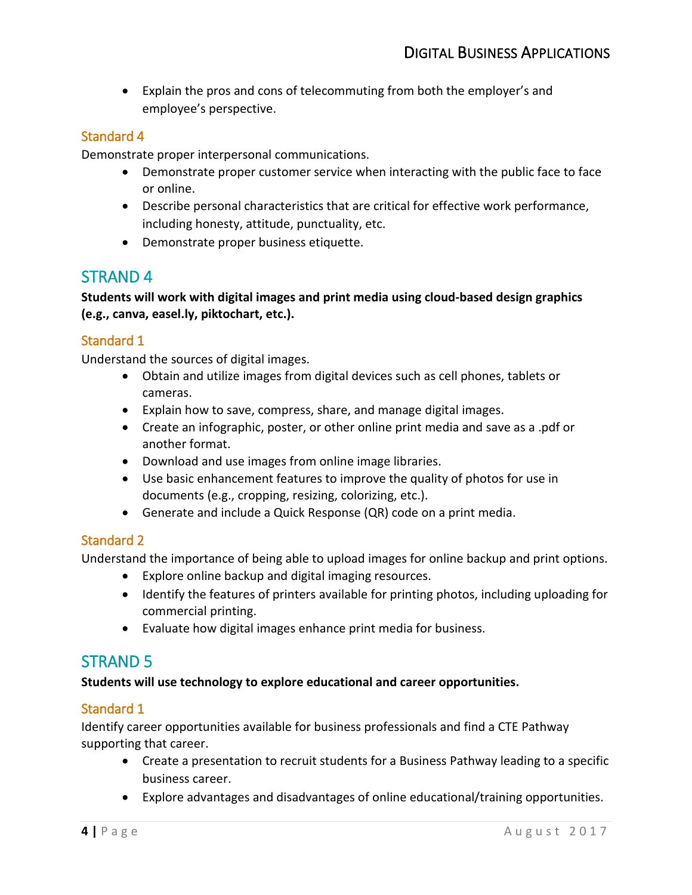- Explain the pros and cons of telecommuting from both the employer's and employee's perspective.

### Standard 4

Demonstrate proper interpersonal communications.

- Demonstrate proper customer service when interacting with the public face to face or online.
- Describe personal characteristics that are critical for effective work performance, including honesty, attitude, punctuality, etc.
- Demonstrate proper business etiquette.

## STRAND 4

**Students will work with digital images and print media using cloud-based design graphics (e.g., canva, easel.ly, piktochart, etc.).**

### Standard 1

Understand the sources of digital images.

- Obtain and utilize images from digital devices such as cell phones, tablets or cameras.
- Explain how to save, compress, share, and manage digital images.
- Create an infographic, poster, or other online print media and save as a .pdf or another format.
- Download and use images from online image libraries.
- Use basic enhancement features to improve the quality of photos for use in documents (e.g., cropping, resizing, colorizing, etc.).
- Generate and include a Quick Response (QR) code on a print media.

### Standard 2

Understand the importance of being able to upload images for online backup and print options.

- Explore online backup and digital imaging resources.
- Identify the features of printers available for printing photos, including uploading for commercial printing.
- Evaluate how digital images enhance print media for business.

## STRAND 5

**Students will use technology to explore educational and career opportunities.**

### Standard 1

Identify career opportunities available for business professionals and find a CTE Pathway supporting that career.

- Create a presentation to recruit students for a Business Pathway leading to a specific business career.
- Explore advantages and disadvantages of online educational/training opportunities.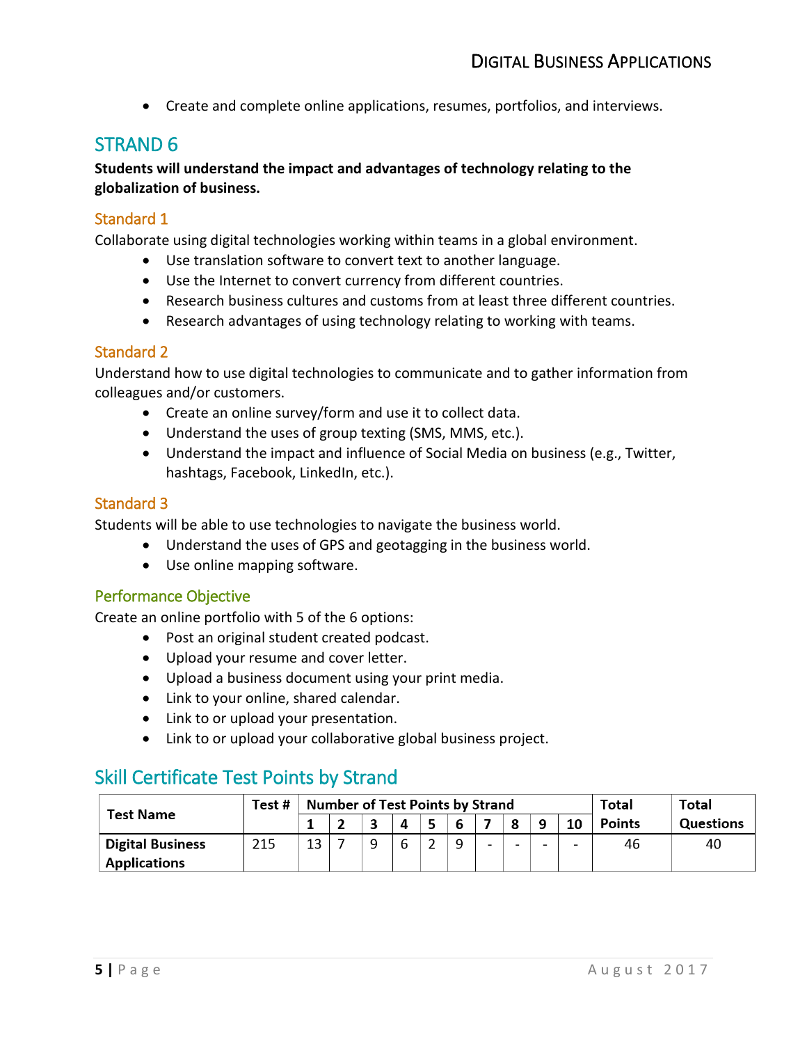- Create and complete online applications, resumes, portfolios, and interviews.

## STRAND 6

**Students will understand the impact and advantages of technology relating to the globalization of business.**

### Standard 1

Collaborate using digital technologies working within teams in a global environment.

- Use translation software to convert text to another language.
- Use the Internet to convert currency from different countries.
- Research business cultures and customs from at least three different countries.
- Research advantages of using technology relating to working with teams.

### Standard 2

Understand how to use digital technologies to communicate and to gather information from colleagues and/or customers.

- Create an online survey/form and use it to collect data.
- Understand the uses of group texting (SMS, MMS, etc.).
- Understand the impact and influence of Social Media on business (e.g., Twitter, hashtags, Facebook, LinkedIn, etc.).

### Standard 3

Students will be able to use technologies to navigate the business world.

- Understand the uses of GPS and geotagging in the business world.
- Use online mapping software.

### Performance Objective

Create an online portfolio with 5 of the 6 options:

- Post an original student created podcast.
- Upload your resume and cover letter.
- Upload a business document using your print media.
- Link to your online, shared calendar.
- Link to or upload your presentation.
- Link to or upload your collaborative global business project.

## Skill Certificate Test Points by Strand

| Test Name | Test # | Number of Test Points by Strand | | | | | | | | | | Total Points | Total Questions |
|---|---|---|---|---|---|---|---|---|---|---|---|---|---|
| | | 1 | 2 | 3 | 4 | 5 | 6 | 7 | 8 | 9 | 10 | | |
| **Digital Business Applications** | 215 | 13 | 7 | 9 | 6 | 2 | 9 | - | - | - | - | 46 | 40 |